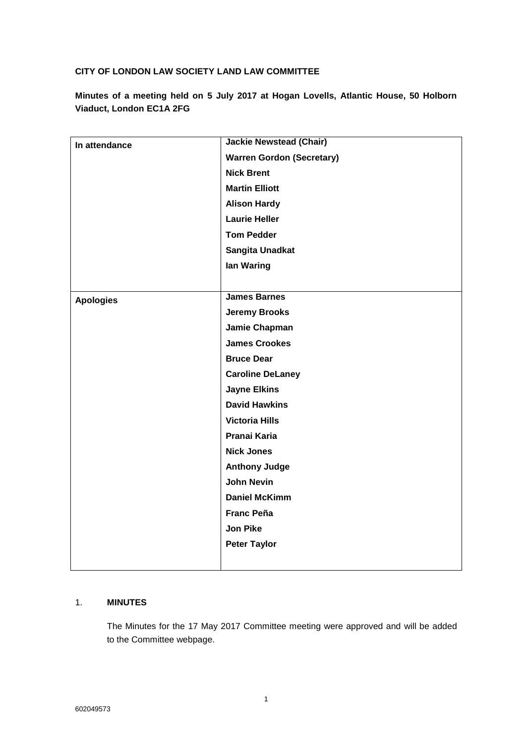**CITY OF LONDON LAW SOCIETY LAND LAW COMMITTEE**

**Minutes of a meeting held on 5 July 2017 at Hogan Lovells, Atlantic House, 50 Holborn Viaduct, London EC1A 2FG**

| | |
|---|---|
| **In attendance** | **Jackie Newstead (Chair)**<br>**Warren Gordon (Secretary)**<br>**Nick Brent**<br>**Martin Elliott**<br>**Alison Hardy**<br>**Laurie Heller**<br>**Tom Pedder**<br>**Sangita Unadkat**<br>**Ian Waring** |
| **Apologies** | **James Barnes**<br>**Jeremy Brooks**<br>**Jamie Chapman**<br>**James Crookes**<br>**Bruce Dear**<br>**Caroline DeLaney**<br>**Jayne Elkins**<br>**David Hawkins**<br>**Victoria Hills**<br>**Pranai Karia**<br>**Nick Jones**<br>**Anthony Judge**<br>**John Nevin**<br>**Daniel McKimm**<br>**Franc Peña**<br>**Jon Pike**<br>**Peter Taylor** |

1. **MINUTES**

   The Minutes for the 17 May 2017 Committee meeting were approved and will be added to the Committee webpage.

602049573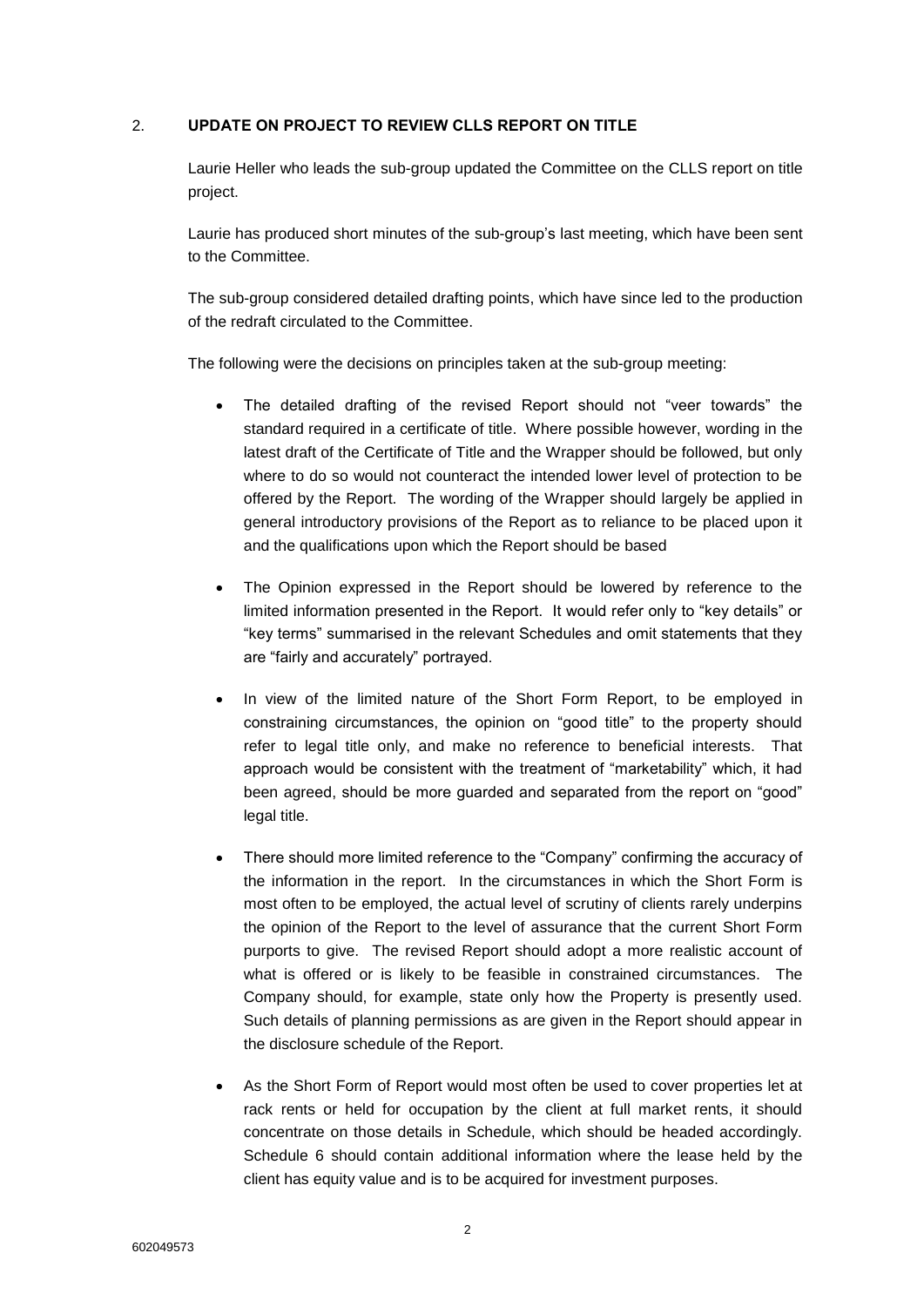## 2. **UPDATE ON PROJECT TO REVIEW CLLS REPORT ON TITLE**

Laurie Heller who leads the sub-group updated the Committee on the CLLS report on title project.

Laurie has produced short minutes of the sub-group's last meeting, which have been sent to the Committee.

The sub-group considered detailed drafting points, which have since led to the production of the redraft circulated to the Committee.

The following were the decisions on principles taken at the sub-group meeting:

- The detailed drafting of the revised Report should not "veer towards" the standard required in a certificate of title. Where possible however, wording in the latest draft of the Certificate of Title and the Wrapper should be followed, but only where to do so would not counteract the intended lower level of protection to be offered by the Report. The wording of the Wrapper should largely be applied in general introductory provisions of the Report as to reliance to be placed upon it and the qualifications upon which the Report should be based

- The Opinion expressed in the Report should be lowered by reference to the limited information presented in the Report. It would refer only to "key details" or "key terms" summarised in the relevant Schedules and omit statements that they are "fairly and accurately" portrayed.

- In view of the limited nature of the Short Form Report, to be employed in constraining circumstances, the opinion on "good title" to the property should refer to legal title only, and make no reference to beneficial interests. That approach would be consistent with the treatment of "marketability" which, it had been agreed, should be more guarded and separated from the report on "good" legal title.

- There should more limited reference to the "Company" confirming the accuracy of the information in the report. In the circumstances in which the Short Form is most often to be employed, the actual level of scrutiny of clients rarely underpins the opinion of the Report to the level of assurance that the current Short Form purports to give. The revised Report should adopt a more realistic account of what is offered or is likely to be feasible in constrained circumstances. The Company should, for example, state only how the Property is presently used. Such details of planning permissions as are given in the Report should appear in the disclosure schedule of the Report.

- As the Short Form of Report would most often be used to cover properties let at rack rents or held for occupation by the client at full market rents, it should concentrate on those details in Schedule, which should be headed accordingly. Schedule 6 should contain additional information where the lease held by the client has equity value and is to be acquired for investment purposes.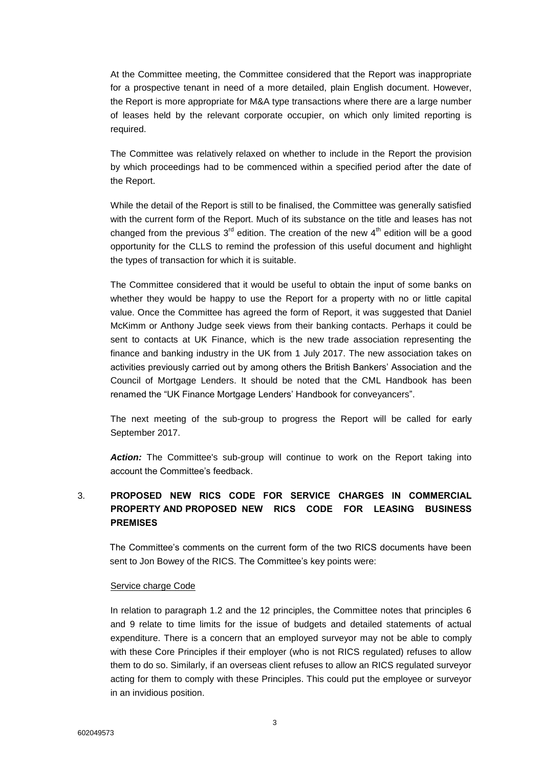At the Committee meeting, the Committee considered that the Report was inappropriate for a prospective tenant in need of a more detailed, plain English document. However, the Report is more appropriate for M&A type transactions where there are a large number of leases held by the relevant corporate occupier, on which only limited reporting is required.

The Committee was relatively relaxed on whether to include in the Report the provision by which proceedings had to be commenced within a specified period after the date of the Report.

While the detail of the Report is still to be finalised, the Committee was generally satisfied with the current form of the Report. Much of its substance on the title and leases has not changed from the previous 3rd edition. The creation of the new 4th edition will be a good opportunity for the CLLS to remind the profession of this useful document and highlight the types of transaction for which it is suitable.

The Committee considered that it would be useful to obtain the input of some banks on whether they would be happy to use the Report for a property with no or little capital value. Once the Committee has agreed the form of Report, it was suggested that Daniel McKimm or Anthony Judge seek views from their banking contacts. Perhaps it could be sent to contacts at UK Finance, which is the new trade association representing the finance and banking industry in the UK from 1 July 2017. The new association takes on activities previously carried out by among others the British Bankers' Association and the Council of Mortgage Lenders. It should be noted that the CML Handbook has been renamed the "UK Finance Mortgage Lenders' Handbook for conveyancers".

The next meeting of the sub-group to progress the Report will be called for early September 2017.

***Action:*** The Committee's sub-group will continue to work on the Report taking into account the Committee's feedback.

## 3. PROPOSED NEW RICS CODE FOR SERVICE CHARGES IN COMMERCIAL PROPERTY AND PROPOSED NEW RICS CODE FOR LEASING BUSINESS PREMISES

The Committee's comments on the current form of the two RICS documents have been sent to Jon Bowey of the RICS. The Committee's key points were:

Service charge Code

In relation to paragraph 1.2 and the 12 principles, the Committee notes that principles 6 and 9 relate to time limits for the issue of budgets and detailed statements of actual expenditure. There is a concern that an employed surveyor may not be able to comply with these Core Principles if their employer (who is not RICS regulated) refuses to allow them to do so. Similarly, if an overseas client refuses to allow an RICS regulated surveyor acting for them to comply with these Principles. This could put the employee or surveyor in an invidious position.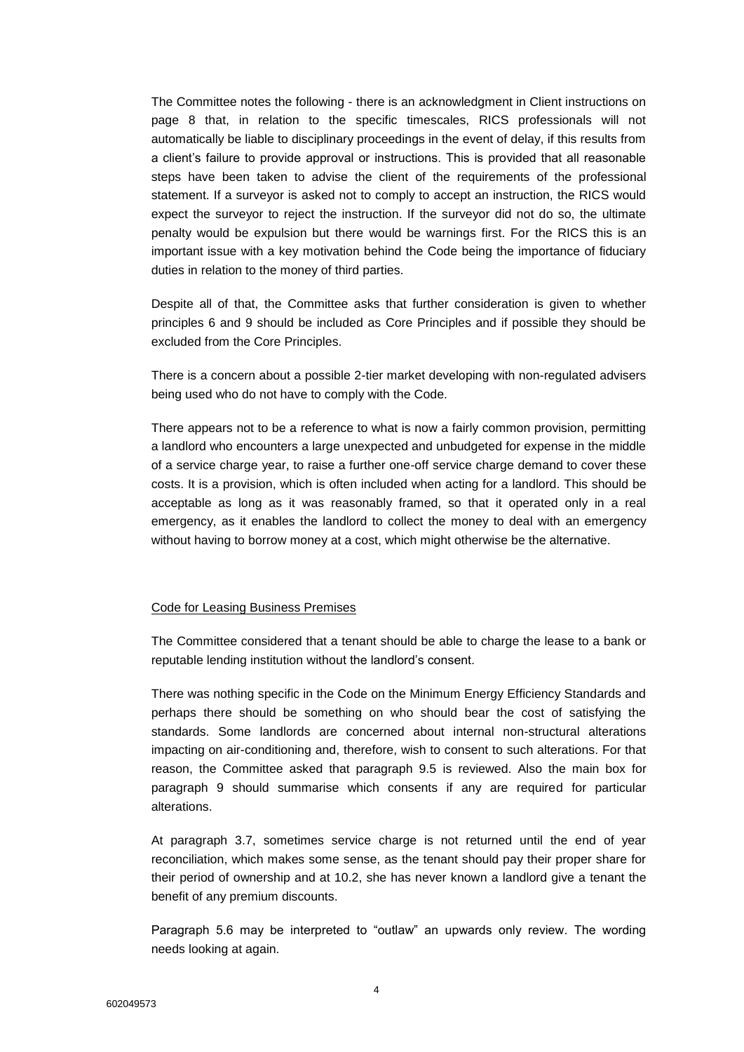The Committee notes the following - there is an acknowledgment in Client instructions on page 8 that, in relation to the specific timescales, RICS professionals will not automatically be liable to disciplinary proceedings in the event of delay, if this results from a client's failure to provide approval or instructions. This is provided that all reasonable steps have been taken to advise the client of the requirements of the professional statement. If a surveyor is asked not to comply to accept an instruction, the RICS would expect the surveyor to reject the instruction. If the surveyor did not do so, the ultimate penalty would be expulsion but there would be warnings first. For the RICS this is an important issue with a key motivation behind the Code being the importance of fiduciary duties in relation to the money of third parties.

Despite all of that, the Committee asks that further consideration is given to whether principles 6 and 9 should be included as Core Principles and if possible they should be excluded from the Core Principles.

There is a concern about a possible 2-tier market developing with non-regulated advisers being used who do not have to comply with the Code.

There appears not to be a reference to what is now a fairly common provision, permitting a landlord who encounters a large unexpected and unbudgeted for expense in the middle of a service charge year, to raise a further one-off service charge demand to cover these costs. It is a provision, which is often included when acting for a landlord. This should be acceptable as long as it was reasonably framed, so that it operated only in a real emergency, as it enables the landlord to collect the money to deal with an emergency without having to borrow money at a cost, which might otherwise be the alternative.

<u>Code for Leasing Business Premises</u>

The Committee considered that a tenant should be able to charge the lease to a bank or reputable lending institution without the landlord's consent.

There was nothing specific in the Code on the Minimum Energy Efficiency Standards and perhaps there should be something on who should bear the cost of satisfying the standards. Some landlords are concerned about internal non-structural alterations impacting on air-conditioning and, therefore, wish to consent to such alterations. For that reason, the Committee asked that paragraph 9.5 is reviewed. Also the main box for paragraph 9 should summarise which consents if any are required for particular alterations.

At paragraph 3.7, sometimes service charge is not returned until the end of year reconciliation, which makes some sense, as the tenant should pay their proper share for their period of ownership and at 10.2, she has never known a landlord give a tenant the benefit of any premium discounts.

Paragraph 5.6 may be interpreted to "outlaw" an upwards only review. The wording needs looking at again.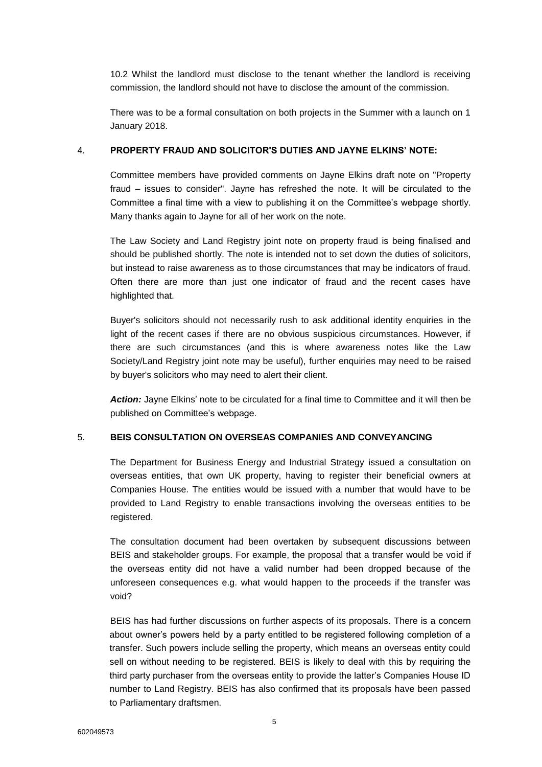10.2 Whilst the landlord must disclose to the tenant whether the landlord is receiving commission, the landlord should not have to disclose the amount of the commission.

There was to be a formal consultation on both projects in the Summer with a launch on 1 January 2018.

4. **PROPERTY FRAUD AND SOLICITOR'S DUTIES AND JAYNE ELKINS' NOTE:**

Committee members have provided comments on Jayne Elkins draft note on "Property fraud – issues to consider". Jayne has refreshed the note. It will be circulated to the Committee a final time with a view to publishing it on the Committee's webpage shortly. Many thanks again to Jayne for all of her work on the note.

The Law Society and Land Registry joint note on property fraud is being finalised and should be published shortly. The note is intended not to set down the duties of solicitors, but instead to raise awareness as to those circumstances that may be indicators of fraud. Often there are more than just one indicator of fraud and the recent cases have highlighted that.

Buyer's solicitors should not necessarily rush to ask additional identity enquiries in the light of the recent cases if there are no obvious suspicious circumstances. However, if there are such circumstances (and this is where awareness notes like the Law Society/Land Registry joint note may be useful), further enquiries may need to be raised by buyer's solicitors who may need to alert their client.

***Action:*** Jayne Elkins' note to be circulated for a final time to Committee and it will then be published on Committee's webpage.

5. **BEIS CONSULTATION ON OVERSEAS COMPANIES AND CONVEYANCING**

The Department for Business Energy and Industrial Strategy issued a consultation on overseas entities, that own UK property, having to register their beneficial owners at Companies House. The entities would be issued with a number that would have to be provided to Land Registry to enable transactions involving the overseas entities to be registered.

The consultation document had been overtaken by subsequent discussions between BEIS and stakeholder groups. For example, the proposal that a transfer would be void if the overseas entity did not have a valid number had been dropped because of the unforeseen consequences e.g. what would happen to the proceeds if the transfer was void?

BEIS has had further discussions on further aspects of its proposals. There is a concern about owner's powers held by a party entitled to be registered following completion of a transfer. Such powers include selling the property, which means an overseas entity could sell on without needing to be registered. BEIS is likely to deal with this by requiring the third party purchaser from the overseas entity to provide the latter's Companies House ID number to Land Registry. BEIS has also confirmed that its proposals have been passed to Parliamentary draftsmen.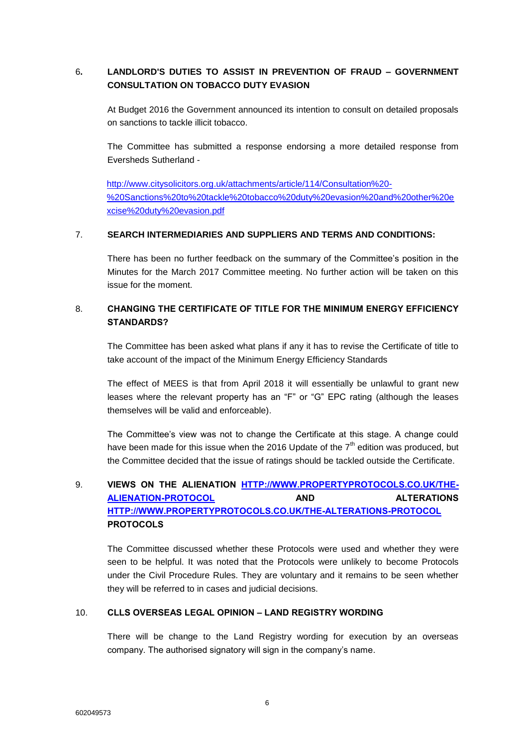6. **LANDLORD'S DUTIES TO ASSIST IN PREVENTION OF FRAUD – GOVERNMENT CONSULTATION ON TOBACCO DUTY EVASION**

At Budget 2016 the Government announced its intention to consult on detailed proposals on sanctions to tackle illicit tobacco.

The Committee has submitted a response endorsing a more detailed response from Eversheds Sutherland -

[http://www.citysolicitors.org.uk/attachments/article/114/Consultation%20-%20Sanctions%20to%20tackle%20tobacco%20duty%20evasion%20and%20other%20excise%20duty%20evasion.pdf](http://www.citysolicitors.org.uk/attachments/article/114/Consultation%20-%20Sanctions%20to%20tackle%20tobacco%20duty%20evasion%20and%20other%20excise%20duty%20evasion.pdf)

7. **SEARCH INTERMEDIARIES AND SUPPLIERS AND TERMS AND CONDITIONS:**

There has been no further feedback on the summary of the Committee's position in the Minutes for the March 2017 Committee meeting. No further action will be taken on this issue for the moment.

8. **CHANGING THE CERTIFICATE OF TITLE FOR THE MINIMUM ENERGY EFFICIENCY STANDARDS?**

The Committee has been asked what plans if any it has to revise the Certificate of title to take account of the impact of the Minimum Energy Efficiency Standards

The effect of MEES is that from April 2018 it will essentially be unlawful to grant new leases where the relevant property has an "F" or "G" EPC rating (although the leases themselves will be valid and enforceable).

The Committee's view was not to change the Certificate at this stage. A change could have been made for this issue when the 2016 Update of the 7th edition was produced, but the Committee decided that the issue of ratings should be tackled outside the Certificate.

9. **VIEWS ON THE ALIENATION [HTTP://WWW.PROPERTYPROTOCOLS.CO.UK/THE-ALIENATION-PROTOCOL](http://www.propertyprotocols.co.uk/the-alienation-protocol) AND ALTERATIONS [HTTP://WWW.PROPERTYPROTOCOLS.CO.UK/THE-ALTERATIONS-PROTOCOL](http://www.propertyprotocols.co.uk/the-alterations-protocol) PROTOCOLS**

The Committee discussed whether these Protocols were used and whether they were seen to be helpful. It was noted that the Protocols were unlikely to become Protocols under the Civil Procedure Rules. They are voluntary and it remains to be seen whether they will be referred to in cases and judicial decisions.

10. **CLLS OVERSEAS LEGAL OPINION – LAND REGISTRY WORDING**

There will be change to the Land Registry wording for execution by an overseas company. The authorised signatory will sign in the company's name.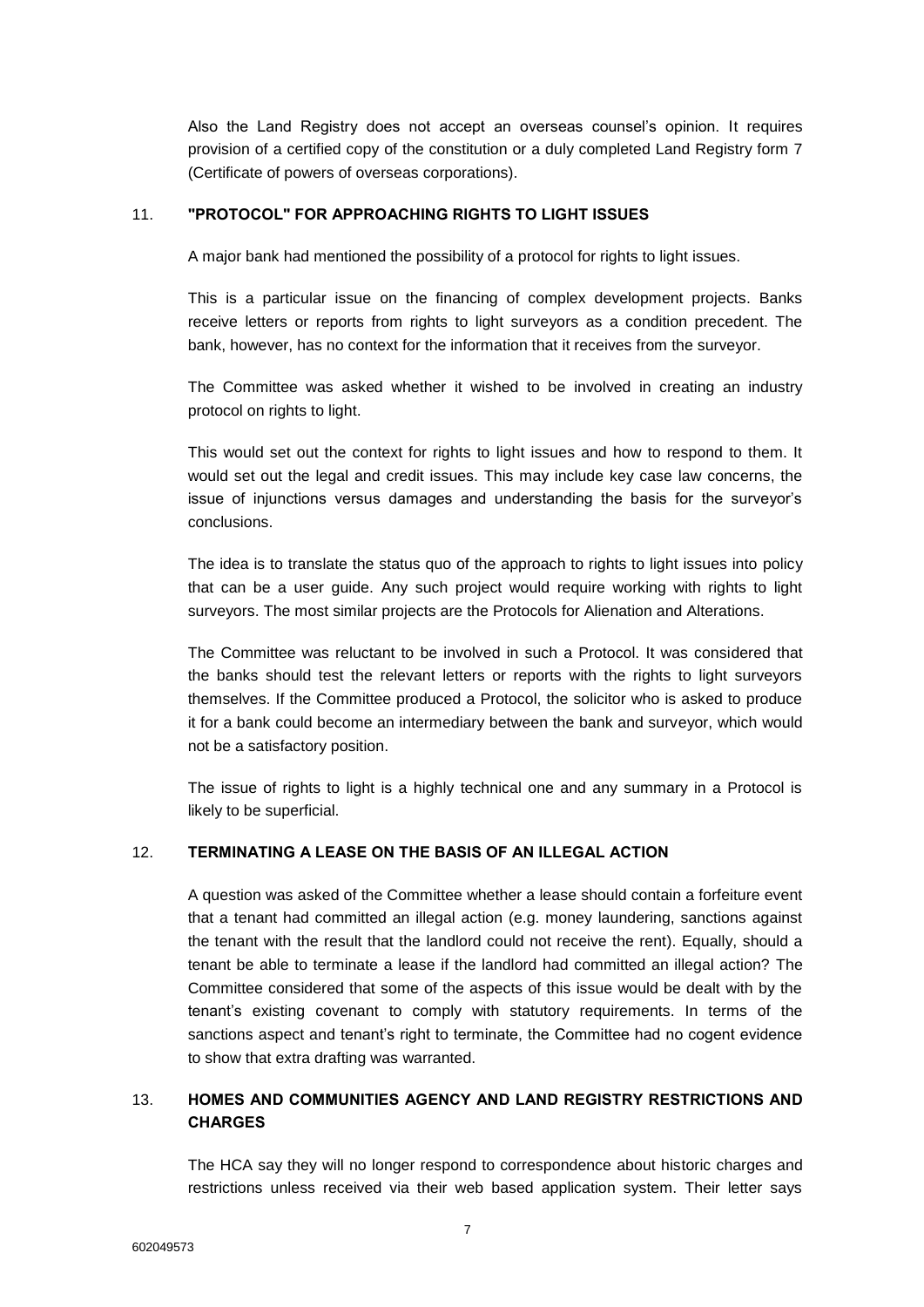Also the Land Registry does not accept an overseas counsel's opinion. It requires provision of a certified copy of the constitution or a duly completed Land Registry form 7 (Certificate of powers of overseas corporations).

## 11. "PROTOCOL" FOR APPROACHING RIGHTS TO LIGHT ISSUES

A major bank had mentioned the possibility of a protocol for rights to light issues.

This is a particular issue on the financing of complex development projects. Banks receive letters or reports from rights to light surveyors as a condition precedent. The bank, however, has no context for the information that it receives from the surveyor.

The Committee was asked whether it wished to be involved in creating an industry protocol on rights to light.

This would set out the context for rights to light issues and how to respond to them. It would set out the legal and credit issues. This may include key case law concerns, the issue of injunctions versus damages and understanding the basis for the surveyor's conclusions.

The idea is to translate the status quo of the approach to rights to light issues into policy that can be a user guide. Any such project would require working with rights to light surveyors. The most similar projects are the Protocols for Alienation and Alterations.

The Committee was reluctant to be involved in such a Protocol. It was considered that the banks should test the relevant letters or reports with the rights to light surveyors themselves. If the Committee produced a Protocol, the solicitor who is asked to produce it for a bank could become an intermediary between the bank and surveyor, which would not be a satisfactory position.

The issue of rights to light is a highly technical one and any summary in a Protocol is likely to be superficial.

## 12. TERMINATING A LEASE ON THE BASIS OF AN ILLEGAL ACTION

A question was asked of the Committee whether a lease should contain a forfeiture event that a tenant had committed an illegal action (e.g. money laundering, sanctions against the tenant with the result that the landlord could not receive the rent). Equally, should a tenant be able to terminate a lease if the landlord had committed an illegal action? The Committee considered that some of the aspects of this issue would be dealt with by the tenant's existing covenant to comply with statutory requirements. In terms of the sanctions aspect and tenant's right to terminate, the Committee had no cogent evidence to show that extra drafting was warranted.

## 13. HOMES AND COMMUNITIES AGENCY AND LAND REGISTRY RESTRICTIONS AND CHARGES

The HCA say they will no longer respond to correspondence about historic charges and restrictions unless received via their web based application system. Their letter says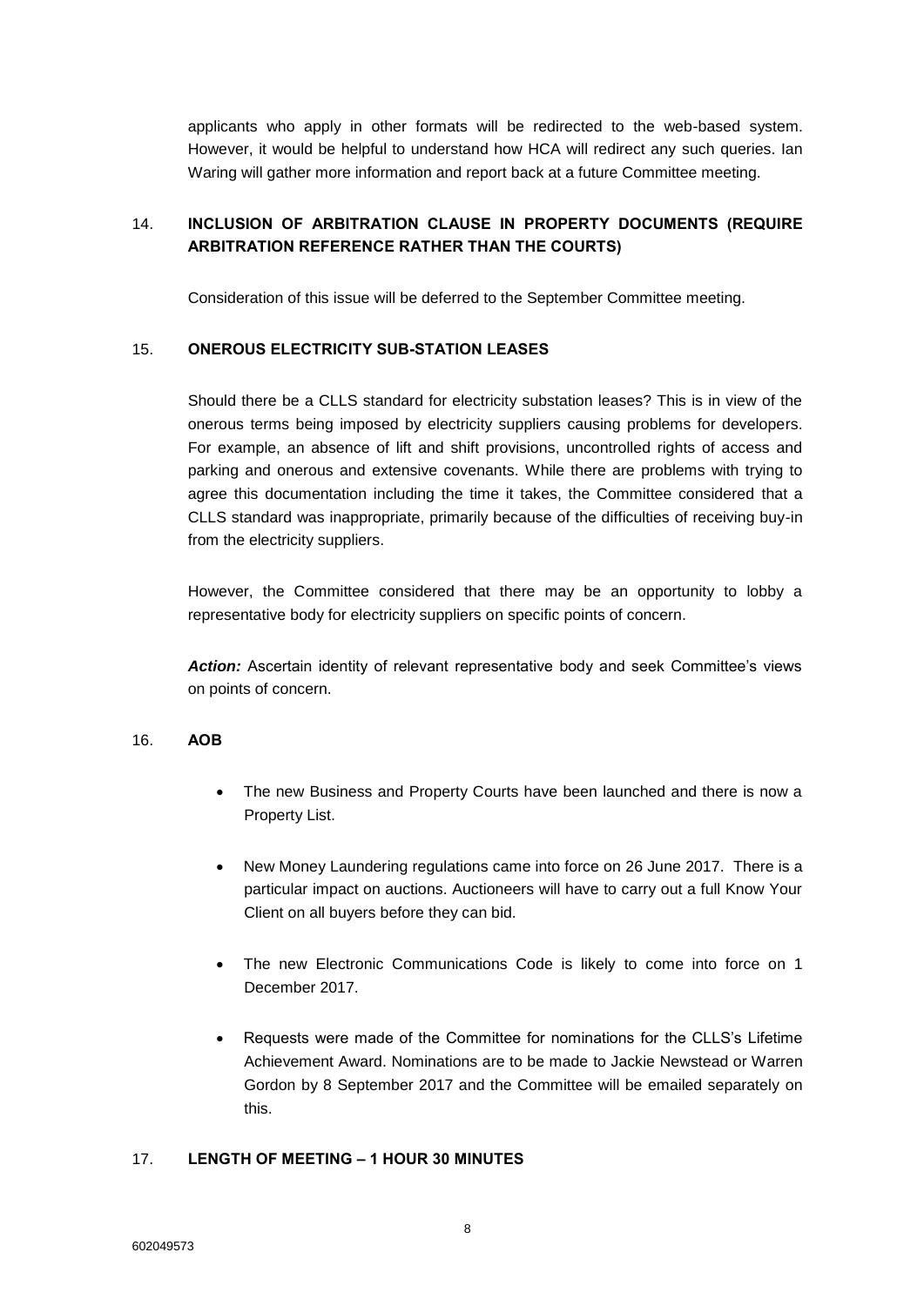applicants who apply in other formats will be redirected to the web-based system. However, it would be helpful to understand how HCA will redirect any such queries. Ian Waring will gather more information and report back at a future Committee meeting.

## 14. INCLUSION OF ARBITRATION CLAUSE IN PROPERTY DOCUMENTS (REQUIRE ARBITRATION REFERENCE RATHER THAN THE COURTS)

Consideration of this issue will be deferred to the September Committee meeting.

## 15. ONEROUS ELECTRICITY SUB-STATION LEASES

Should there be a CLLS standard for electricity substation leases? This is in view of the onerous terms being imposed by electricity suppliers causing problems for developers. For example, an absence of lift and shift provisions, uncontrolled rights of access and parking and onerous and extensive covenants. While there are problems with trying to agree this documentation including the time it takes, the Committee considered that a CLLS standard was inappropriate, primarily because of the difficulties of receiving buy-in from the electricity suppliers.

However, the Committee considered that there may be an opportunity to lobby a representative body for electricity suppliers on specific points of concern.

***Action:*** Ascertain identity of relevant representative body and seek Committee's views on points of concern.

## 16. AOB

- The new Business and Property Courts have been launched and there is now a Property List.
- New Money Laundering regulations came into force on 26 June 2017. There is a particular impact on auctions. Auctioneers will have to carry out a full Know Your Client on all buyers before they can bid.
- The new Electronic Communications Code is likely to come into force on 1 December 2017.
- Requests were made of the Committee for nominations for the CLLS's Lifetime Achievement Award. Nominations are to be made to Jackie Newstead or Warren Gordon by 8 September 2017 and the Committee will be emailed separately on this.

## 17. LENGTH OF MEETING – 1 HOUR 30 MINUTES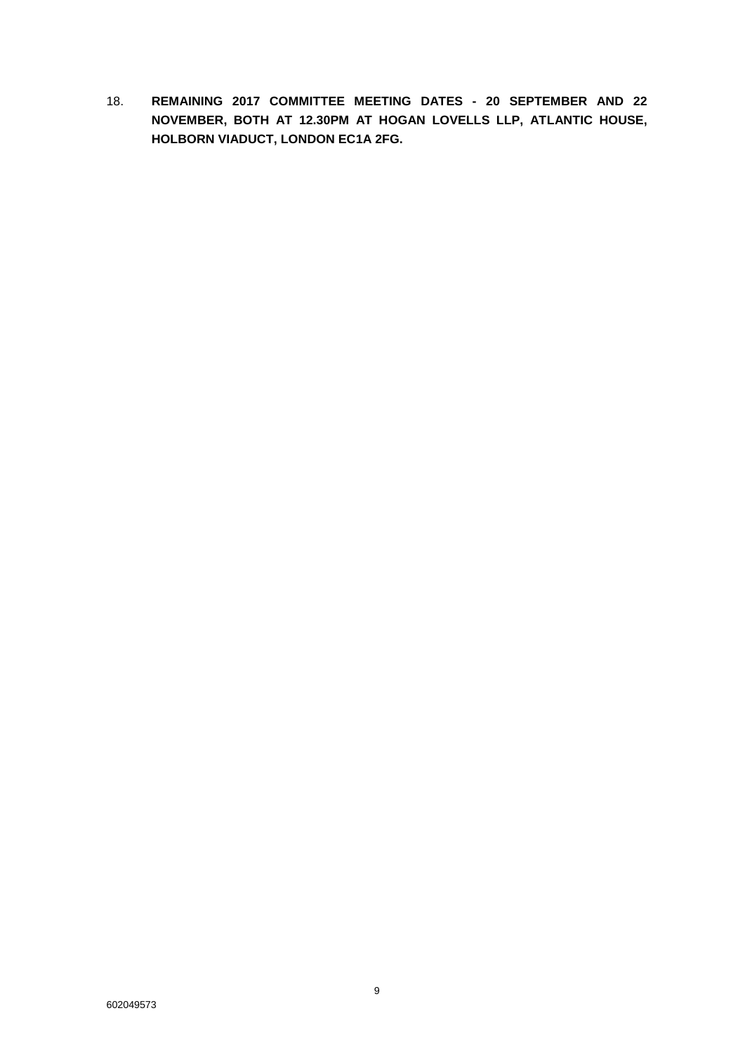18. **REMAINING 2017 COMMITTEE MEETING DATES - 20 SEPTEMBER AND 22 NOVEMBER, BOTH AT 12.30PM AT HOGAN LOVELLS LLP, ATLANTIC HOUSE, HOLBORN VIADUCT, LONDON EC1A 2FG.**